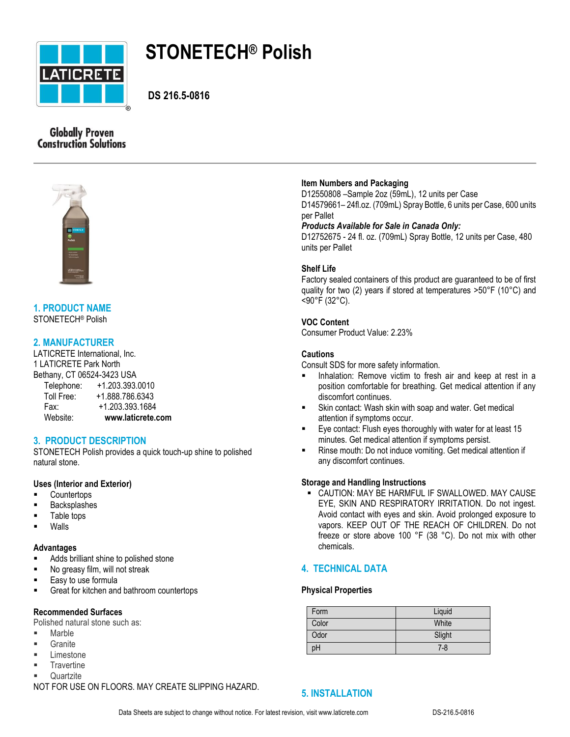# STONETECH® Polish

**DS 216.5-0816**

Globally Proven Construction Solutions

## 1. PRODUCT NAME

STONETECH® Polish

## 2. MANUFACTURER

LATICRETE International, Inc.
1 LATICRETE Park North
Bethany, CT 06524-3423 USA

Telephone: +1.203.393.0010
Toll Free: +1.888.786.6343
Fax: +1.203.393.1684
Website: **www.laticrete.com**

## 3. PRODUCT DESCRIPTION

STONETECH Polish provides a quick touch-up shine to polished natural stone.

### Uses (Interior and Exterior)

- Countertops
- Backsplashes
- Table tops
- Walls

### Advantages

- Adds brilliant shine to polished stone
- No greasy film, will not streak
- Easy to use formula
- Great for kitchen and bathroom countertops

### Recommended Surfaces

Polished natural stone such as:

- Marble
- Granite
- Limestone
- Travertine
- Quartzite

NOT FOR USE ON FLOORS. MAY CREATE SLIPPING HAZARD.

### Item Numbers and Packaging

D12550808 –Sample 2oz (59mL), 12 units per Case
D14579661– 24fl.oz. (709mL) Spray Bottle, 6 units per Case, 600 units per Pallet

***Products Available for Sale in Canada Only:***

D12752675 - 24 fl. oz. (709mL) Spray Bottle, 12 units per Case, 480 units per Pallet

### Shelf Life

Factory sealed containers of this product are guaranteed to be of first quality for two (2) years if stored at temperatures >50°F (10°C) and <90°F (32°C).

### VOC Content

Consumer Product Value: 2.23%

### Cautions

Consult SDS for more safety information.

- Inhalation: Remove victim to fresh air and keep at rest in a position comfortable for breathing. Get medical attention if any discomfort continues.
- Skin contact: Wash skin with soap and water. Get medical attention if symptoms occur.
- Eye contact: Flush eyes thoroughly with water for at least 15 minutes. Get medical attention if symptoms persist.
- Rinse mouth: Do not induce vomiting. Get medical attention if any discomfort continues.

### Storage and Handling Instructions

- CAUTION: MAY BE HARMFUL IF SWALLOWED. MAY CAUSE EYE, SKIN AND RESPIRATORY IRRITATION. Do not ingest. Avoid contact with eyes and skin. Avoid prolonged exposure to vapors. KEEP OUT OF THE REACH OF CHILDREN. Do not freeze or store above 100 °F (38 °C). Do not mix with other chemicals.

## 4. TECHNICAL DATA

### Physical Properties

| Property | Value |
|---|---|
| Form | Liquid |
| Color | White |
| Odor | Slight |
| pH | 7-8 |

## 5. INSTALLATION

Data Sheets are subject to change without notice. For latest revision, visit www.laticrete.com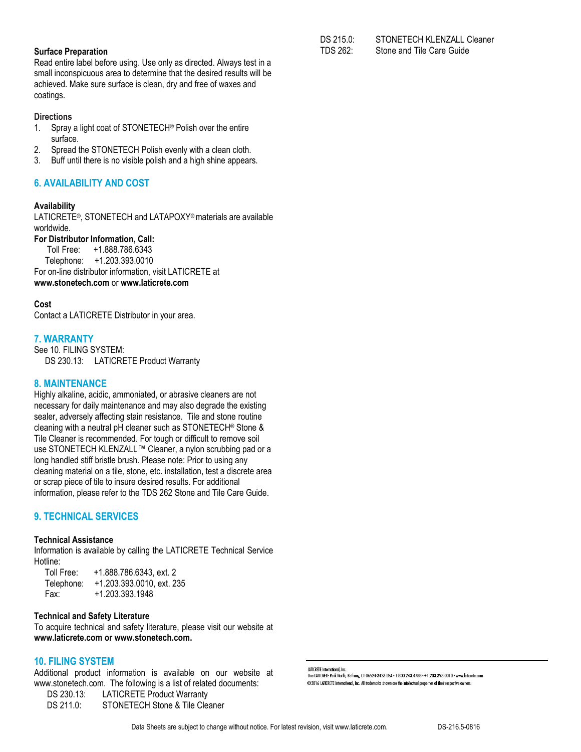**Surface Preparation**

Read entire label before using. Use only as directed. Always test in a small inconspicuous area to determine that the desired results will be achieved. Make sure surface is clean, dry and free of waxes and coatings.

**Directions**

1. Spray a light coat of STONETECH® Polish over the entire surface.
2. Spread the STONETECH Polish evenly with a clean cloth.
3. Buff until there is no visible polish and a high shine appears.

## 6. AVAILABILITY AND COST

**Availability**

LATICRETE®, STONETECH and LATAPOXY® materials are available worldwide.

**For Distributor Information, Call:**

Toll Free: +1.888.786.6343
Telephone: +1.203.393.0010

For on-line distributor information, visit LATICRETE at **www.stonetech.com** or **www.laticrete.com**

**Cost**

Contact a LATICRETE Distributor in your area.

## 7. WARRANTY

See 10. FILING SYSTEM:
DS 230.13: LATICRETE Product Warranty

## 8. MAINTENANCE

Highly alkaline, acidic, ammoniated, or abrasive cleaners are not necessary for daily maintenance and may also degrade the existing sealer, adversely affecting stain resistance. Tile and stone routine cleaning with a neutral pH cleaner such as STONETECH® Stone & Tile Cleaner is recommended. For tough or difficult to remove soil use STONETECH KLENZALL™ Cleaner, a nylon scrubbing pad or a long handled stiff bristle brush. Please note: Prior to using any cleaning material on a tile, stone, etc. installation, test a discrete area or scrap piece of tile to insure desired results. For additional information, please refer to the TDS 262 Stone and Tile Care Guide.

## 9. TECHNICAL SERVICES

**Technical Assistance**

Information is available by calling the LATICRETE Technical Service Hotline:

Toll Free: +1.888.786.6343, ext. 2
Telephone: +1.203.393.0010, ext. 235
Fax: +1.203.393.1948

**Technical and Safety Literature**

To acquire technical and safety literature, please visit our website at **www.laticrete.com or www.stonetech.com.**

## 10. FILING SYSTEM

Additional product information is available on our website at www.stonetech.com. The following is a list of related documents:

DS 230.13: LATICRETE Product Warranty
DS 211.0: STONETECH Stone & Tile Cleaner
DS 215.0: STONETECH KLENZALL Cleaner
TDS 262: Stone and Tile Care Guide

LATICRETE International, Inc.
One LATICRETE Park North, Bethany, CT 06524-3423 USA • 1.800.243.4788 • +1.203.393.0010 • www.laticrete.com
©2016 LATICRETE International, Inc. All trademarks shown are the intellectual properties of their respective owners.

Data Sheets are subject to change without notice. For latest revision, visit www.laticrete.com. DS-216.5-0816